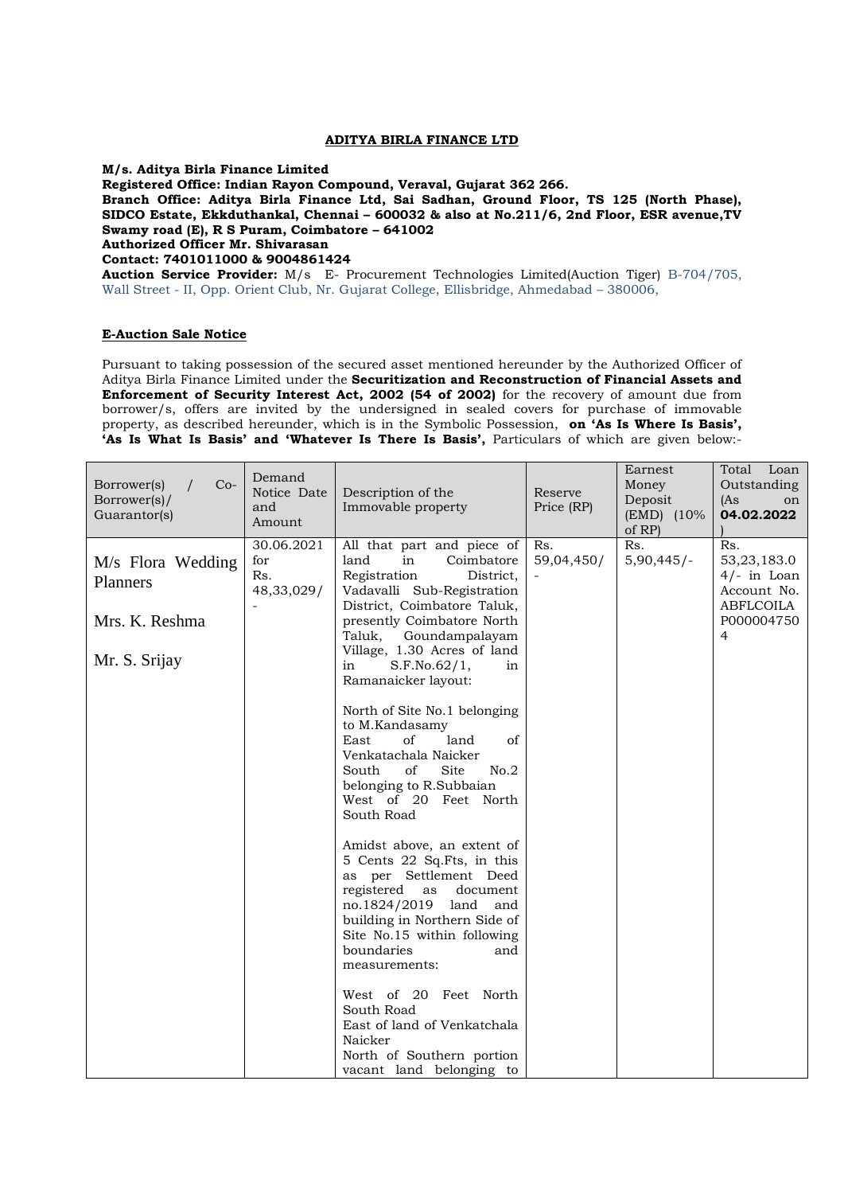**ADITYA BIRLA FINANCE LTD**

**M/s. Aditya Birla Finance Limited**
**Registered Office: Indian Rayon Compound, Veraval, Gujarat 362 266.**
**Branch Office: Aditya Birla Finance Ltd, Sai Sadhan, Ground Floor, TS 125 (North Phase), SIDCO Estate, Ekkduthankal, Chennai – 600032 & also at No.211/6, 2nd Floor, ESR avenue,TV Swamy road (E), R S Puram, Coimbatore – 641002**
**Authorized Officer Mr. Shivarasan**
**Contact: 7401011000 & 9004861424**
**Auction Service Provider:** M/s E- Procurement Technologies Limited(Auction Tiger) B-704/705, Wall Street - II, Opp. Orient Club, Nr. Gujarat College, Ellisbridge, Ahmedabad – 380006,

**E-Auction Sale Notice**

Pursuant to taking possession of the secured asset mentioned hereunder by the Authorized Officer of Aditya Birla Finance Limited under the **Securitization and Reconstruction of Financial Assets and Enforcement of Security Interest Act, 2002 (54 of 2002)** for the recovery of amount due from borrower/s, offers are invited by the undersigned in sealed covers for purchase of immovable property, as described hereunder, which is in the Symbolic Possession, **on 'As Is Where Is Basis', 'As Is What Is Basis' and 'Whatever Is There Is Basis',** Particulars of which are given below:-

| Borrower(s) / Co-Borrower(s)/ Guarantor(s) | Demand Notice Date and Amount | Description of the Immovable property | Reserve Price (RP) | Earnest Money Deposit (EMD) (10% of RP) | Total Loan Outstanding (As on **04.02.2022**) |
|---|---|---|---|---|---|
| M/s Flora Wedding Planners<br><br>Mrs. K. Reshma<br><br>Mr. S. Srijay | 30.06.2021 for Rs. 48,33,029/- | All that part and piece of land in Coimbatore Registration District, Vadavalli Sub-Registration District, Coimbatore Taluk, presently Coimbatore North Taluk, Goundampalayam Village, 1.30 Acres of land in S.F.No.62/1, in Ramanaicker layout:<br><br>North of Site No.1 belonging to M.Kandasamy<br>East of land of Venkatachala Naicker<br>South of Site No.2 belonging to R.Subbaian<br>West of 20 Feet North South Road<br><br>Amidst above, an extent of 5 Cents 22 Sq.Fts, in this as per Settlement Deed registered as document no.1824/2019 land and building in Northern Side of Site No.15 within following boundaries and measurements:<br><br>West of 20 Feet North South Road<br>East of land of Venkatchala Naicker<br>North of Southern portion vacant land belonging to | Rs. 59,04,450/- | Rs. 5,90,445/- | Rs. 53,23,183.04/- in Loan Account No. ABFLCOILAP0000047504 |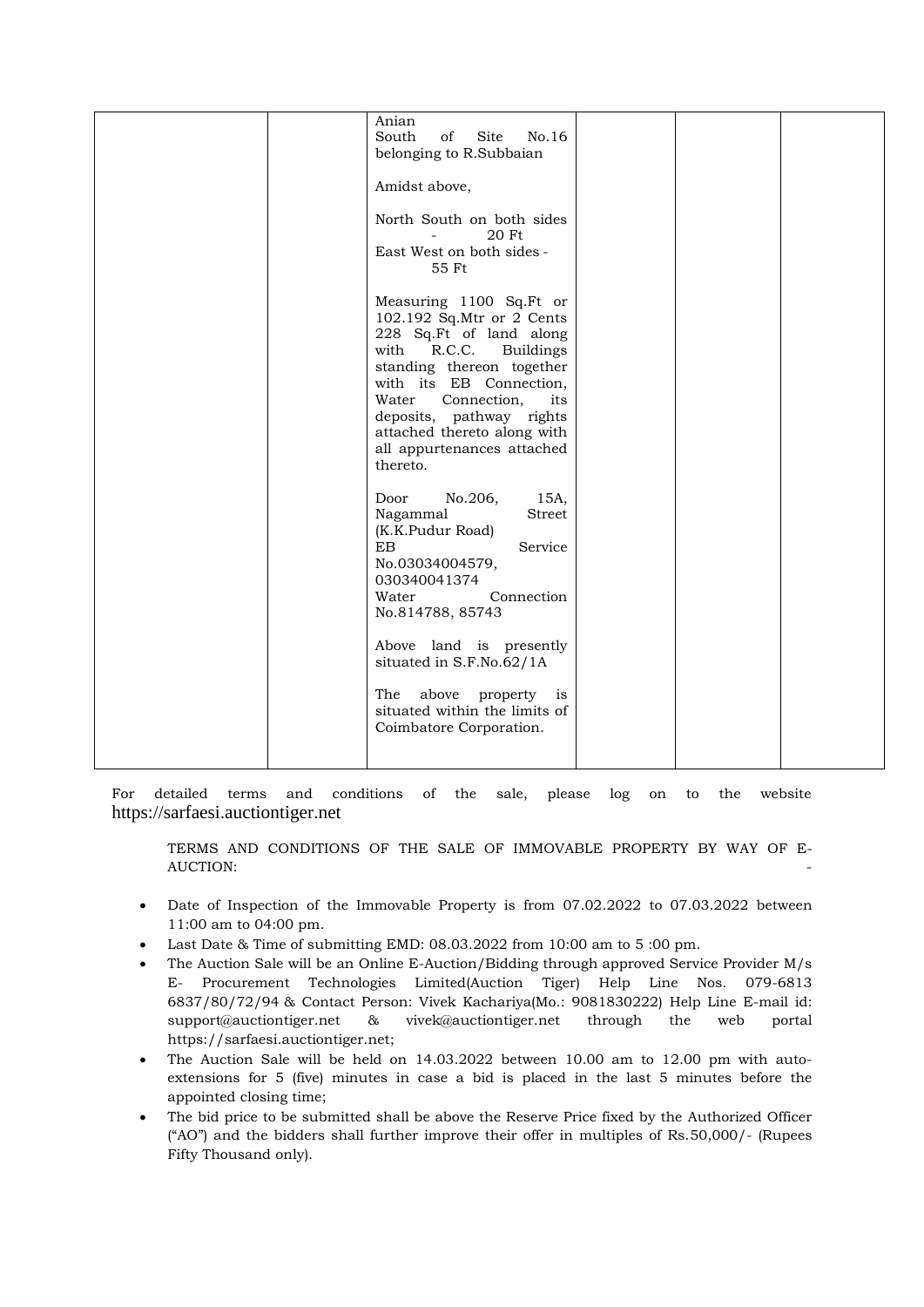|  |  | Anian<br>South of Site No.16 belonging to R.Subbaian<br><br>Amidst above,<br><br>North South on both sides - 20 Ft<br>East West on both sides - 55 Ft<br><br>Measuring 1100 Sq.Ft or 102.192 Sq.Mtr or 2 Cents 228 Sq.Ft of land along with R.C.C. Buildings standing thereon together with its EB Connection, Water Connection, its deposits, pathway rights attached thereto along with all appurtenances attached thereto.<br><br>Door No.206, 15A, Nagammal Street (K.K.Pudur Road)<br>EB Service No.03034004579, 030340041374<br>Water Connection No.814788, 85743<br><br>Above land is presently situated in S.F.No.62/1A<br><br>The above property is situated within the limits of Coimbatore Corporation. |  |  |  |
|---|---|---|---|---|---|

For detailed terms and conditions of the sale, please log on to the website https://sarfaesi.auctiontiger.net

TERMS AND CONDITIONS OF THE SALE OF IMMOVABLE PROPERTY BY WAY OF E-AUCTION: -

- Date of Inspection of the Immovable Property is from 07.02.2022 to 07.03.2022 between 11:00 am to 04:00 pm.
- Last Date & Time of submitting EMD: 08.03.2022 from 10:00 am to 5 :00 pm.
- The Auction Sale will be an Online E-Auction/Bidding through approved Service Provider M/s E- Procurement Technologies Limited(Auction Tiger) Help Line Nos. 079-6813 6837/80/72/94 & Contact Person: Vivek Kachariya(Mo.: 9081830222) Help Line E-mail id: support@auctiontiger.net & vivek@auctiontiger.net through the web portal https://sarfaesi.auctiontiger.net;
- The Auction Sale will be held on 14.03.2022 between 10.00 am to 12.00 pm with auto-extensions for 5 (five) minutes in case a bid is placed in the last 5 minutes before the appointed closing time;
- The bid price to be submitted shall be above the Reserve Price fixed by the Authorized Officer ("AO") and the bidders shall further improve their offer in multiples of Rs.50,000/- (Rupees Fifty Thousand only).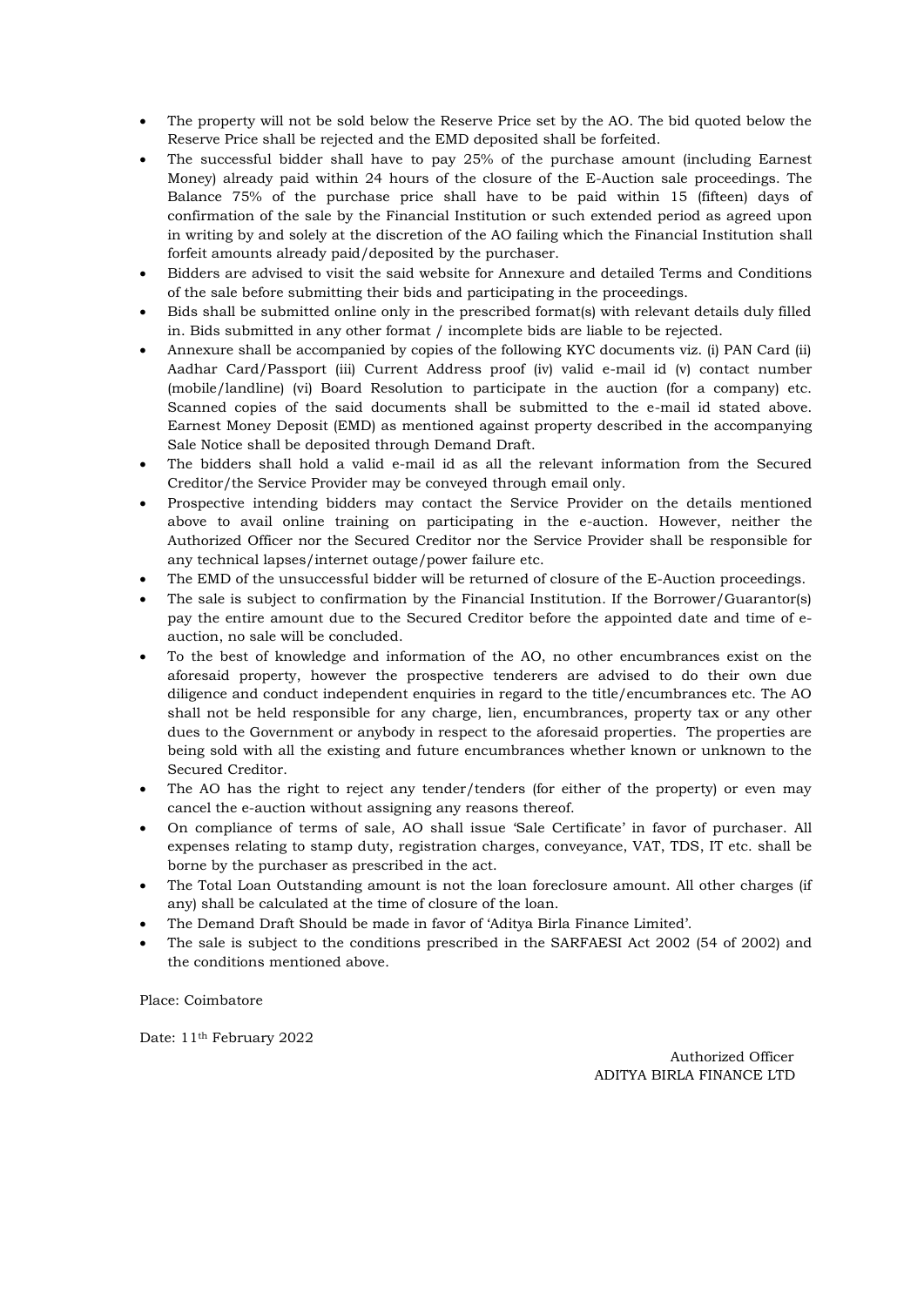- The property will not be sold below the Reserve Price set by the AO. The bid quoted below the Reserve Price shall be rejected and the EMD deposited shall be forfeited.
- The successful bidder shall have to pay 25% of the purchase amount (including Earnest Money) already paid within 24 hours of the closure of the E-Auction sale proceedings. The Balance 75% of the purchase price shall have to be paid within 15 (fifteen) days of confirmation of the sale by the Financial Institution or such extended period as agreed upon in writing by and solely at the discretion of the AO failing which the Financial Institution shall forfeit amounts already paid/deposited by the purchaser.
- Bidders are advised to visit the said website for Annexure and detailed Terms and Conditions of the sale before submitting their bids and participating in the proceedings.
- Bids shall be submitted online only in the prescribed format(s) with relevant details duly filled in. Bids submitted in any other format / incomplete bids are liable to be rejected.
- Annexure shall be accompanied by copies of the following KYC documents viz. (i) PAN Card (ii) Aadhar Card/Passport (iii) Current Address proof (iv) valid e-mail id (v) contact number (mobile/landline) (vi) Board Resolution to participate in the auction (for a company) etc. Scanned copies of the said documents shall be submitted to the e-mail id stated above. Earnest Money Deposit (EMD) as mentioned against property described in the accompanying Sale Notice shall be deposited through Demand Draft.
- The bidders shall hold a valid e-mail id as all the relevant information from the Secured Creditor/the Service Provider may be conveyed through email only.
- Prospective intending bidders may contact the Service Provider on the details mentioned above to avail online training on participating in the e-auction. However, neither the Authorized Officer nor the Secured Creditor nor the Service Provider shall be responsible for any technical lapses/internet outage/power failure etc.
- The EMD of the unsuccessful bidder will be returned of closure of the E-Auction proceedings.
- The sale is subject to confirmation by the Financial Institution. If the Borrower/Guarantor(s) pay the entire amount due to the Secured Creditor before the appointed date and time of e-auction, no sale will be concluded.
- To the best of knowledge and information of the AO, no other encumbrances exist on the aforesaid property, however the prospective tenderers are advised to do their own due diligence and conduct independent enquiries in regard to the title/encumbrances etc. The AO shall not be held responsible for any charge, lien, encumbrances, property tax or any other dues to the Government or anybody in respect to the aforesaid properties. The properties are being sold with all the existing and future encumbrances whether known or unknown to the Secured Creditor.
- The AO has the right to reject any tender/tenders (for either of the property) or even may cancel the e-auction without assigning any reasons thereof.
- On compliance of terms of sale, AO shall issue 'Sale Certificate' in favor of purchaser. All expenses relating to stamp duty, registration charges, conveyance, VAT, TDS, IT etc. shall be borne by the purchaser as prescribed in the act.
- The Total Loan Outstanding amount is not the loan foreclosure amount. All other charges (if any) shall be calculated at the time of closure of the loan.
- The Demand Draft Should be made in favor of 'Aditya Birla Finance Limited'.
- The sale is subject to the conditions prescribed in the SARFAESI Act 2002 (54 of 2002) and the conditions mentioned above.

Place: Coimbatore

Date: 11th February 2022

Authorized Officer
ADITYA BIRLA FINANCE LTD